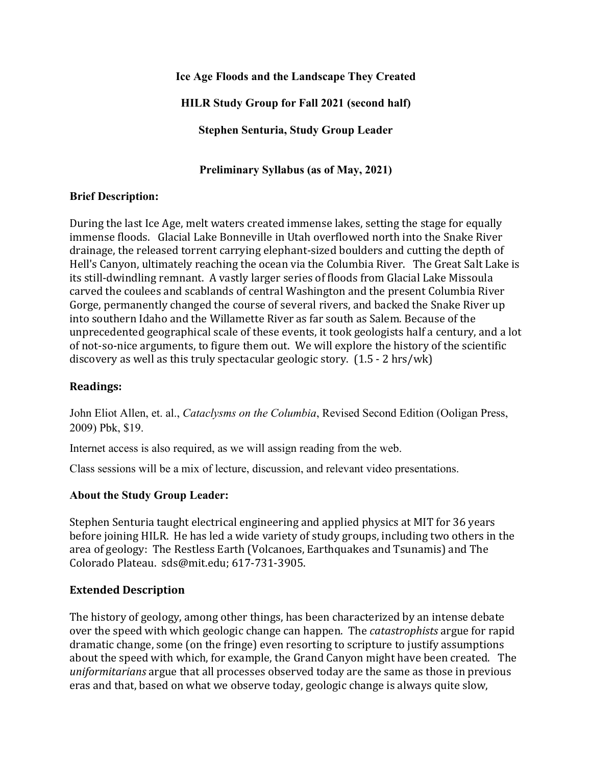**Ice Age Floods and the Landscape They Created**

**HILR Study Group for Fall 2021 (second half)**

**Stephen Senturia, Study Group Leader**

**Preliminary Syllabus (as of May, 2021)**

### Brief Description:

During the last Ice Age, melt waters created immense lakes, setting the stage for equally immense floods. Glacial Lake Bonneville in Utah overflowed north into the Snake River drainage, the released torrent carrying elephant-sized boulders and cutting the depth of Hell's Canyon, ultimately reaching the ocean via the Columbia River. The Great Salt Lake is its still-dwindling remnant. A vastly larger series of floods from Glacial Lake Missoula carved the coulees and scablands of central Washington and the present Columbia River Gorge, permanently changed the course of several rivers, and backed the Snake River up into southern Idaho and the Willamette River as far south as Salem. Because of the unprecedented geographical scale of these events, it took geologists half a century, and a lot of not-so-nice arguments, to figure them out. We will explore the history of the scientific discovery as well as this truly spectacular geologic story. (1.5 - 2 hrs/wk)

### Readings:

John Eliot Allen, et. al., *Cataclysms on the Columbia*, Revised Second Edition (Ooligan Press, 2009) Pbk, $19.

Internet access is also required, as we will assign reading from the web.

Class sessions will be a mix of lecture, discussion, and relevant video presentations.

### About the Study Group Leader:

Stephen Senturia taught electrical engineering and applied physics at MIT for 36 years before joining HILR. He has led a wide variety of study groups, including two others in the area of geology: The Restless Earth (Volcanoes, Earthquakes and Tsunamis) and The Colorado Plateau. sds@mit.edu; 617-731-3905.

### Extended Description

The history of geology, among other things, has been characterized by an intense debate over the speed with which geologic change can happen. The *catastrophists* argue for rapid dramatic change, some (on the fringe) even resorting to scripture to justify assumptions about the speed with which, for example, the Grand Canyon might have been created. The *uniformitarians* argue that all processes observed today are the same as those in previous eras and that, based on what we observe today, geologic change is always quite slow,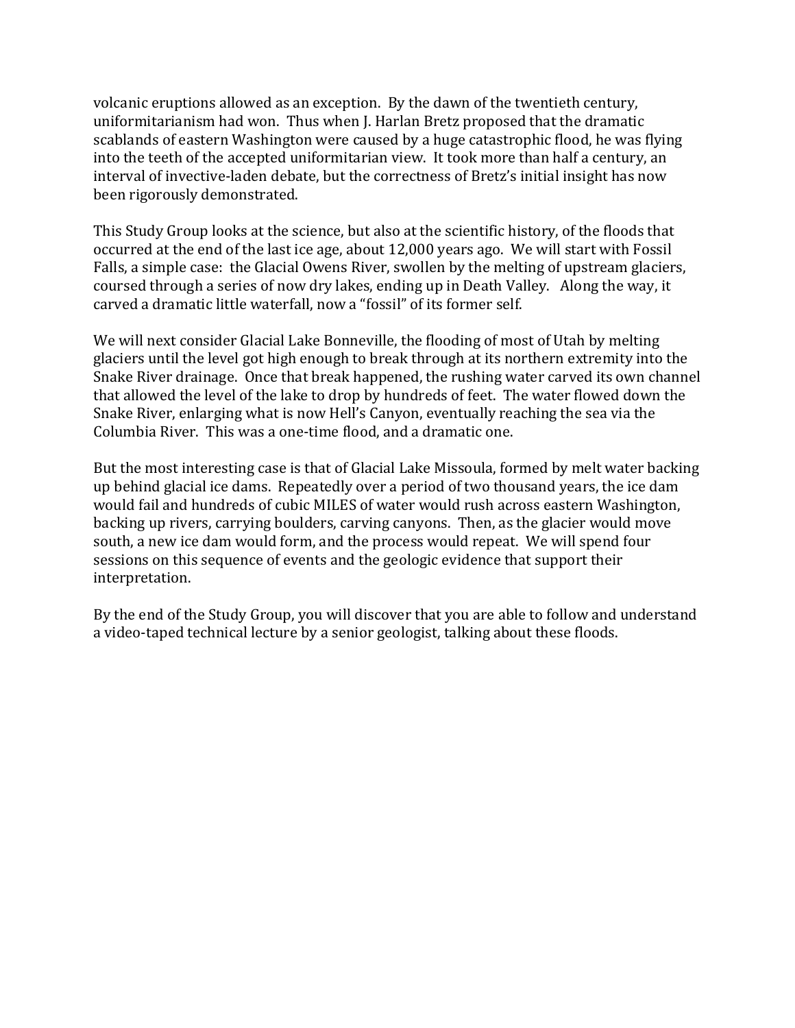volcanic eruptions allowed as an exception. By the dawn of the twentieth century, uniformitarianism had won. Thus when J. Harlan Bretz proposed that the dramatic scablands of eastern Washington were caused by a huge catastrophic flood, he was flying into the teeth of the accepted uniformitarian view. It took more than half a century, an interval of invective-laden debate, but the correctness of Bretz's initial insight has now been rigorously demonstrated.

This Study Group looks at the science, but also at the scientific history, of the floods that occurred at the end of the last ice age, about 12,000 years ago. We will start with Fossil Falls, a simple case: the Glacial Owens River, swollen by the melting of upstream glaciers, coursed through a series of now dry lakes, ending up in Death Valley. Along the way, it carved a dramatic little waterfall, now a "fossil" of its former self.

We will next consider Glacial Lake Bonneville, the flooding of most of Utah by melting glaciers until the level got high enough to break through at its northern extremity into the Snake River drainage. Once that break happened, the rushing water carved its own channel that allowed the level of the lake to drop by hundreds of feet. The water flowed down the Snake River, enlarging what is now Hell's Canyon, eventually reaching the sea via the Columbia River. This was a one-time flood, and a dramatic one.

But the most interesting case is that of Glacial Lake Missoula, formed by melt water backing up behind glacial ice dams. Repeatedly over a period of two thousand years, the ice dam would fail and hundreds of cubic MILES of water would rush across eastern Washington, backing up rivers, carrying boulders, carving canyons. Then, as the glacier would move south, a new ice dam would form, and the process would repeat. We will spend four sessions on this sequence of events and the geologic evidence that support their interpretation.

By the end of the Study Group, you will discover that you are able to follow and understand a video-taped technical lecture by a senior geologist, talking about these floods.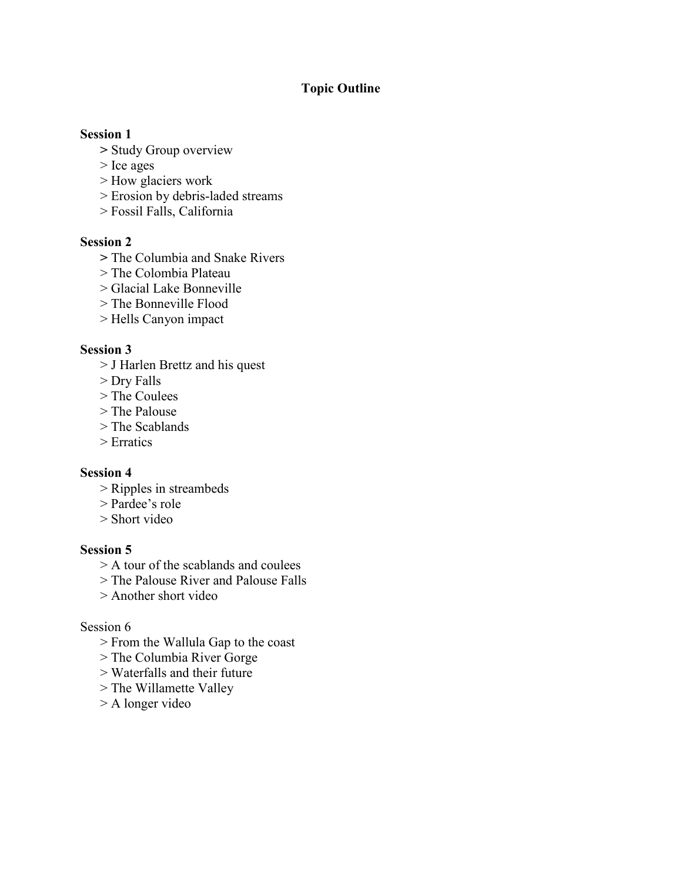## Topic Outline

**Session 1**

> Study Group overview
> Ice ages
> How glaciers work
> Erosion by debris-laded streams
> Fossil Falls, California

**Session 2**

> The Columbia and Snake Rivers
> The Colombia Plateau
> Glacial Lake Bonneville
> The Bonneville Flood
> Hells Canyon impact

**Session 3**

> J Harlen Brettz and his quest
> Dry Falls
> The Coulees
> The Palouse
> The Scablands
> Erratics

**Session 4**

> Ripples in streambeds
> Pardee's role
> Short video

**Session 5**

> A tour of the scablands and coulees
> The Palouse River and Palouse Falls
> Another short video

Session 6

> From the Wallula Gap to the coast
> The Columbia River Gorge
> Waterfalls and their future
> The Willamette Valley
> A longer video